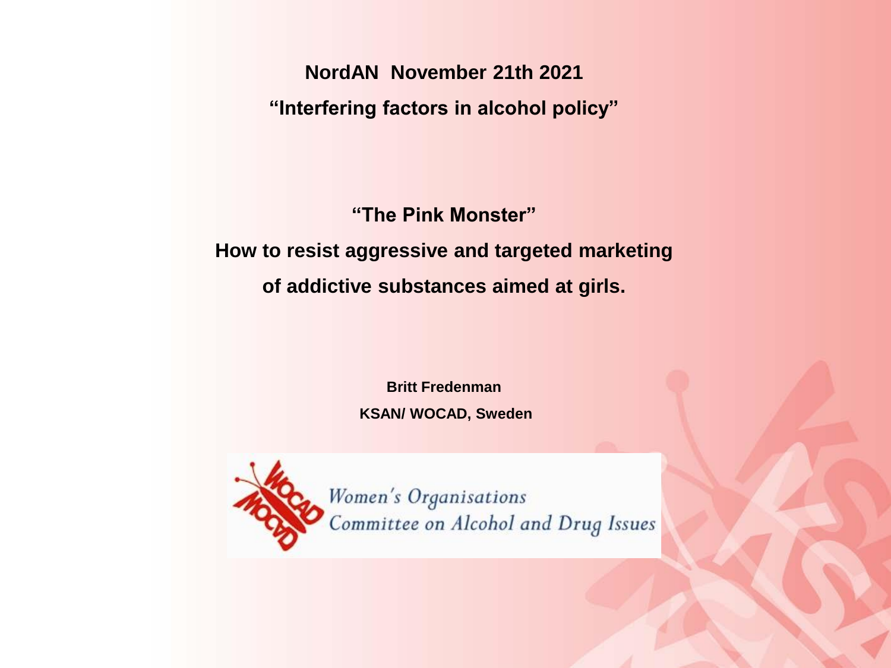**NordAN November 21th 2021**

**"Interfering factors in alcohol policy"**

# "The Pink Monster"

## How to resist aggressive and targeted marketing of addictive substances aimed at girls.

**Britt Fredenman**

**KSAN/ WOCAD, Sweden**

*Women's Organisations Committee on Alcohol and Drug Issues*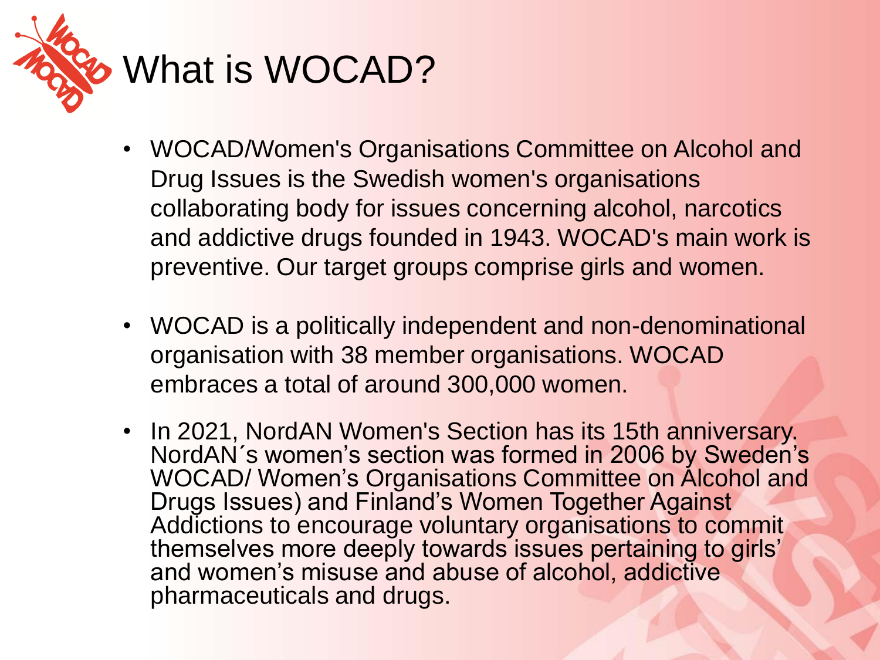# What is WOCAD?

- WOCAD/Women's Organisations Committee on Alcohol and Drug Issues is the Swedish women's organisations collaborating body for issues concerning alcohol, narcotics and addictive drugs founded in 1943. WOCAD's main work is preventive. Our target groups comprise girls and women.
- WOCAD is a politically independent and non-denominational organisation with 38 member organisations. WOCAD embraces a total of around 300,000 women.
- In 2021, NordAN Women's Section has its 15th anniversary. NordAN´s women's section was formed in 2006 by Sweden's WOCAD/ Women's Organisations Committee on Alcohol and Drugs Issues) and Finland's Women Together Against Addictions to encourage voluntary organisations to commit themselves more deeply towards issues pertaining to girls' and women's misuse and abuse of alcohol, addictive pharmaceuticals and drugs.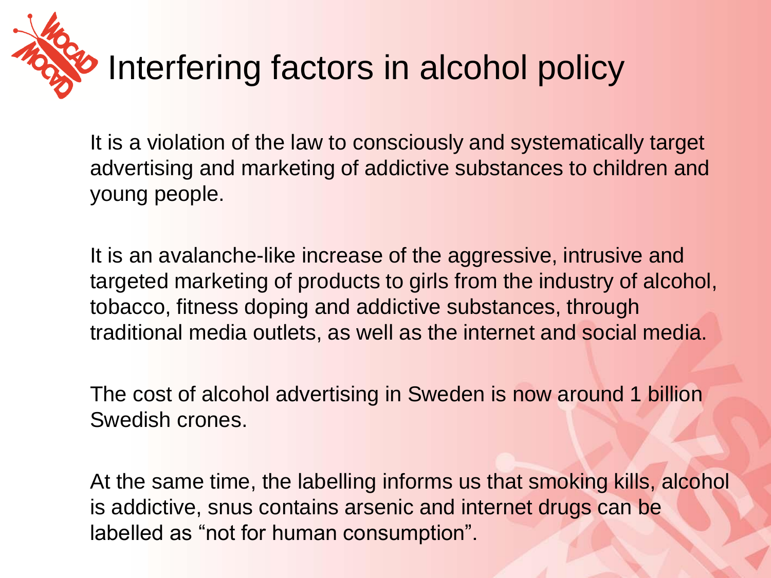# Interfering factors in alcohol policy

It is a violation of the law to consciously and systematically target advertising and marketing of addictive substances to children and young people.

It is an avalanche-like increase of the aggressive, intrusive and targeted marketing of products to girls from the industry of alcohol, tobacco, fitness doping and addictive substances, through traditional media outlets, as well as the internet and social media.

The cost of alcohol advertising in Sweden is now around 1 billion Swedish crones.

At the same time, the labelling informs us that smoking kills, alcohol is addictive, snus contains arsenic and internet drugs can be labelled as "not for human consumption".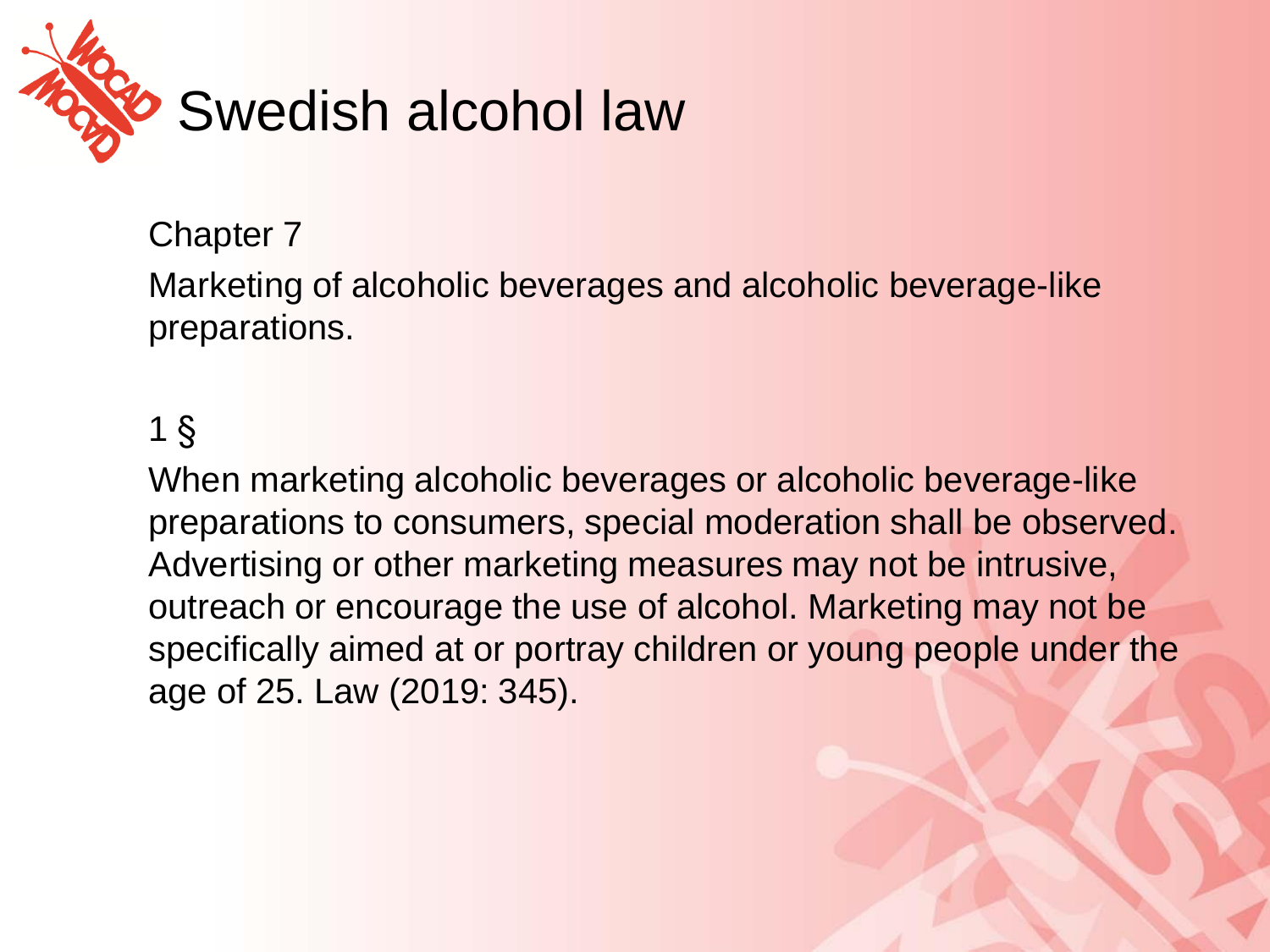# Swedish alcohol law

Chapter 7

Marketing of alcoholic beverages and alcoholic beverage-like preparations.

1 §

When marketing alcoholic beverages or alcoholic beverage-like preparations to consumers, special moderation shall be observed. Advertising or other marketing measures may not be intrusive, outreach or encourage the use of alcohol. Marketing may not be specifically aimed at or portray children or young people under the age of 25. Law (2019: 345).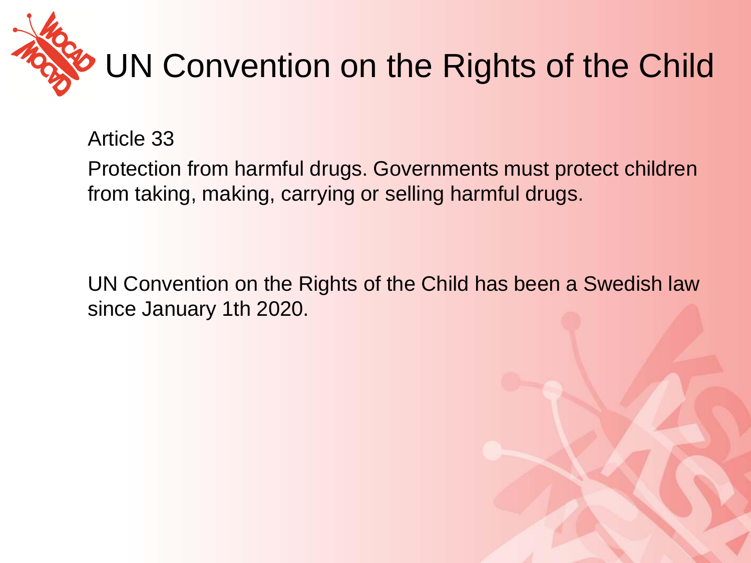# UN Convention on the Rights of the Child

Article 33

Protection from harmful drugs. Governments must protect children from taking, making, carrying or selling harmful drugs.

UN Convention on the Rights of the Child has been a Swedish law since January 1th 2020.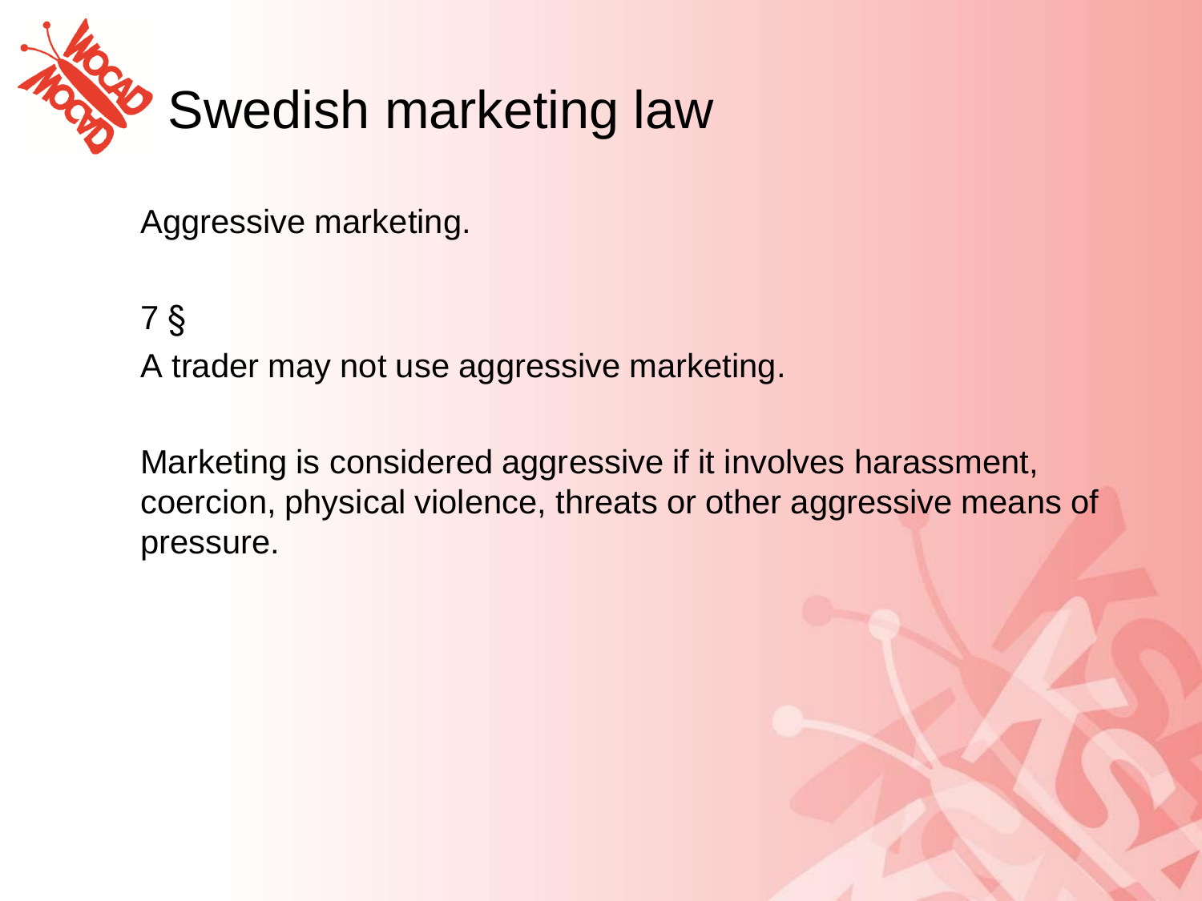# Swedish marketing law

Aggressive marketing.

7 §

A trader may not use aggressive marketing.

Marketing is considered aggressive if it involves harassment, coercion, physical violence, threats or other aggressive means of pressure.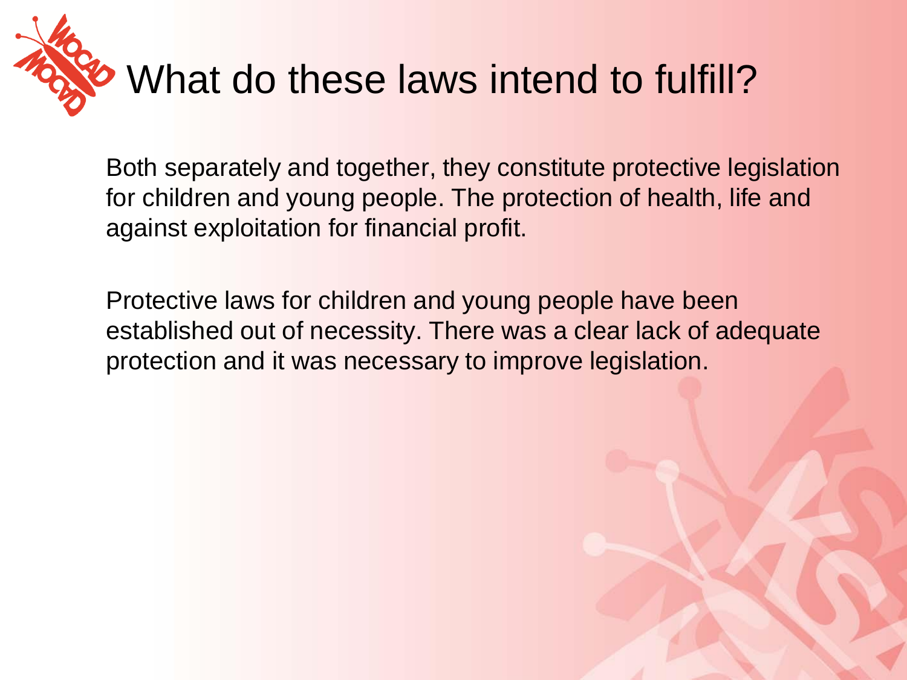# What do these laws intend to fulfill?

Both separately and together, they constitute protective legislation for children and young people. The protection of health, life and against exploitation for financial profit.

Protective laws for children and young people have been established out of necessity. There was a clear lack of adequate protection and it was necessary to improve legislation.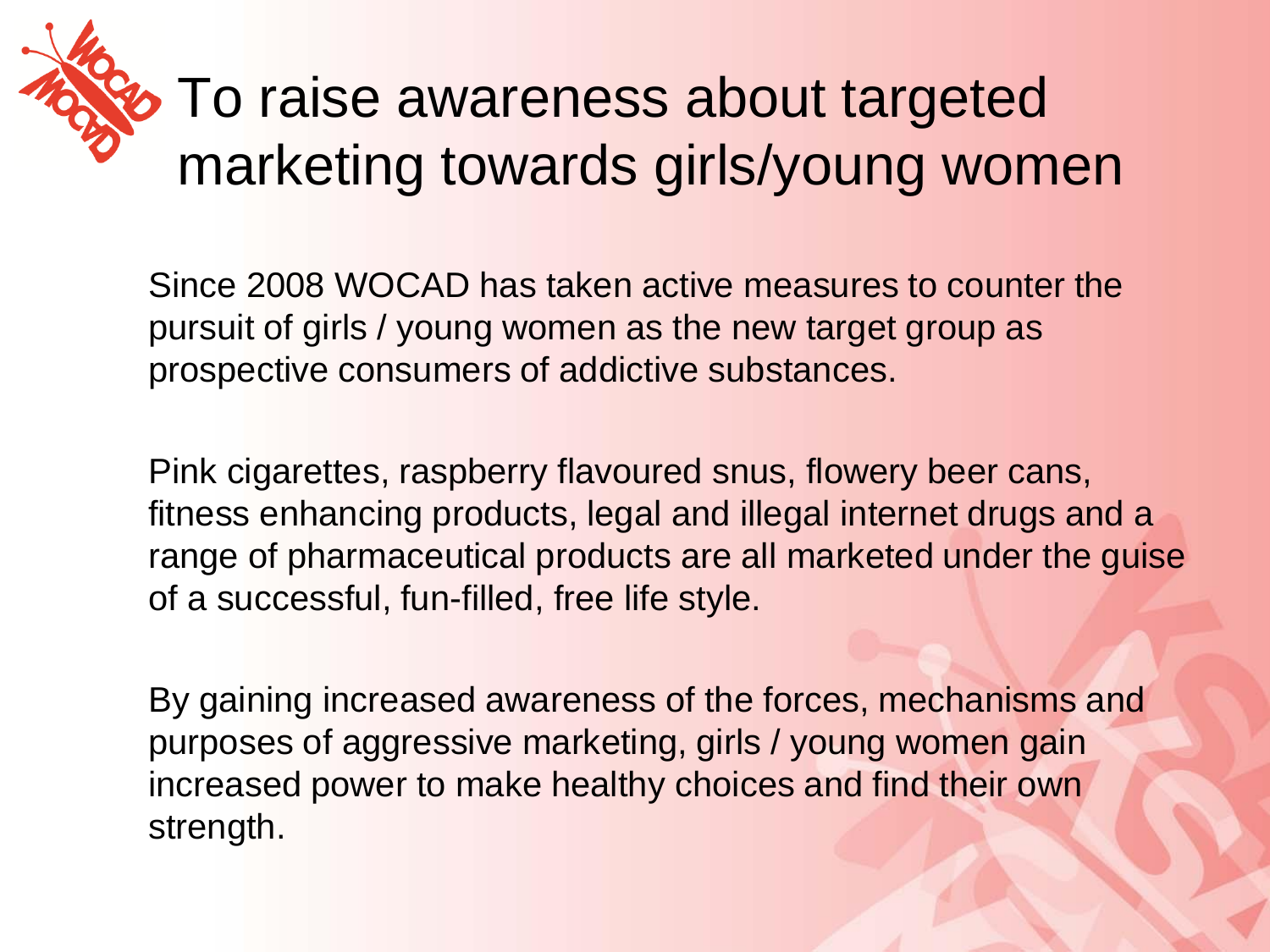# To raise awareness about targeted marketing towards girls/young women

Since 2008 WOCAD has taken active measures to counter the pursuit of girls / young women as the new target group as prospective consumers of addictive substances.

Pink cigarettes, raspberry flavoured snus, flowery beer cans, fitness enhancing products, legal and illegal internet drugs and a range of pharmaceutical products are all marketed under the guise of a successful, fun-filled, free life style.

By gaining increased awareness of the forces, mechanisms and purposes of aggressive marketing, girls / young women gain increased power to make healthy choices and find their own strength.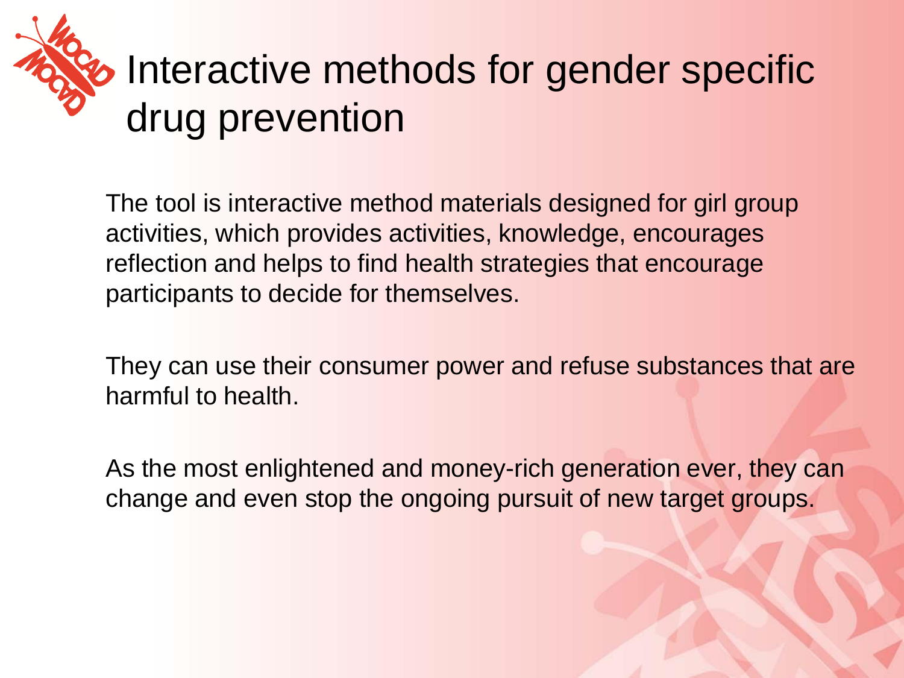# Interactive methods for gender specific drug prevention

The tool is interactive method materials designed for girl group activities, which provides activities, knowledge, encourages reflection and helps to find health strategies that encourage participants to decide for themselves.

They can use their consumer power and refuse substances that are harmful to health.

As the most enlightened and money-rich generation ever, they can change and even stop the ongoing pursuit of new target groups.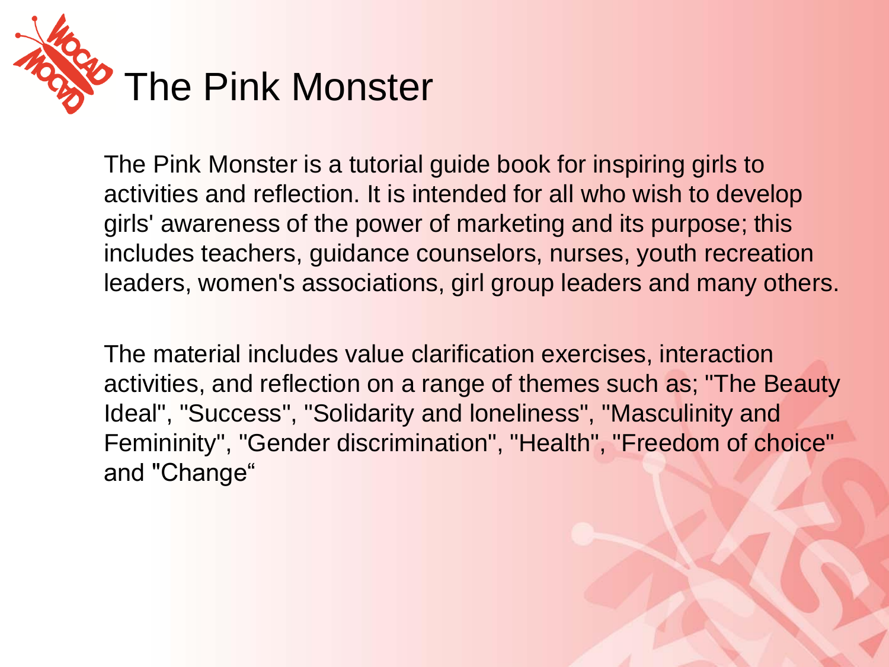# The Pink Monster

The Pink Monster is a tutorial guide book for inspiring girls to activities and reflection. It is intended for all who wish to develop girls' awareness of the power of marketing and its purpose; this includes teachers, guidance counselors, nurses, youth recreation leaders, women's associations, girl group leaders and many others.

The material includes value clarification exercises, interaction activities, and reflection on a range of themes such as; "The Beauty Ideal", "Success", "Solidarity and loneliness", "Masculinity and Femininity", "Gender discrimination", "Health", "Freedom of choice" and "Change“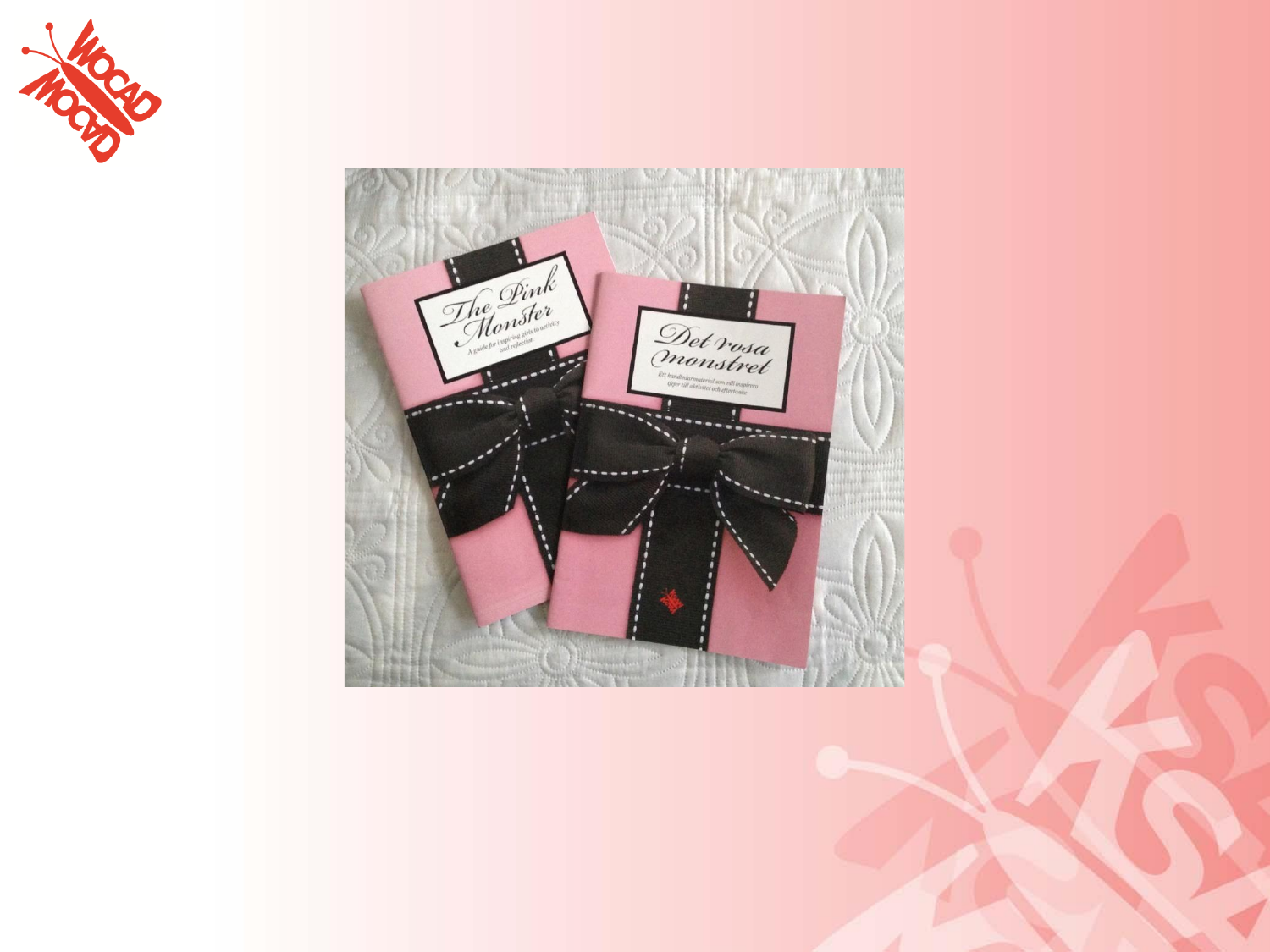The Pink Monster

A guide for inspiring girls to activity and reflection

Det rosa monstret

Ett handledarmaterial som vill inspirera tjejer till aktivitet och eftertanke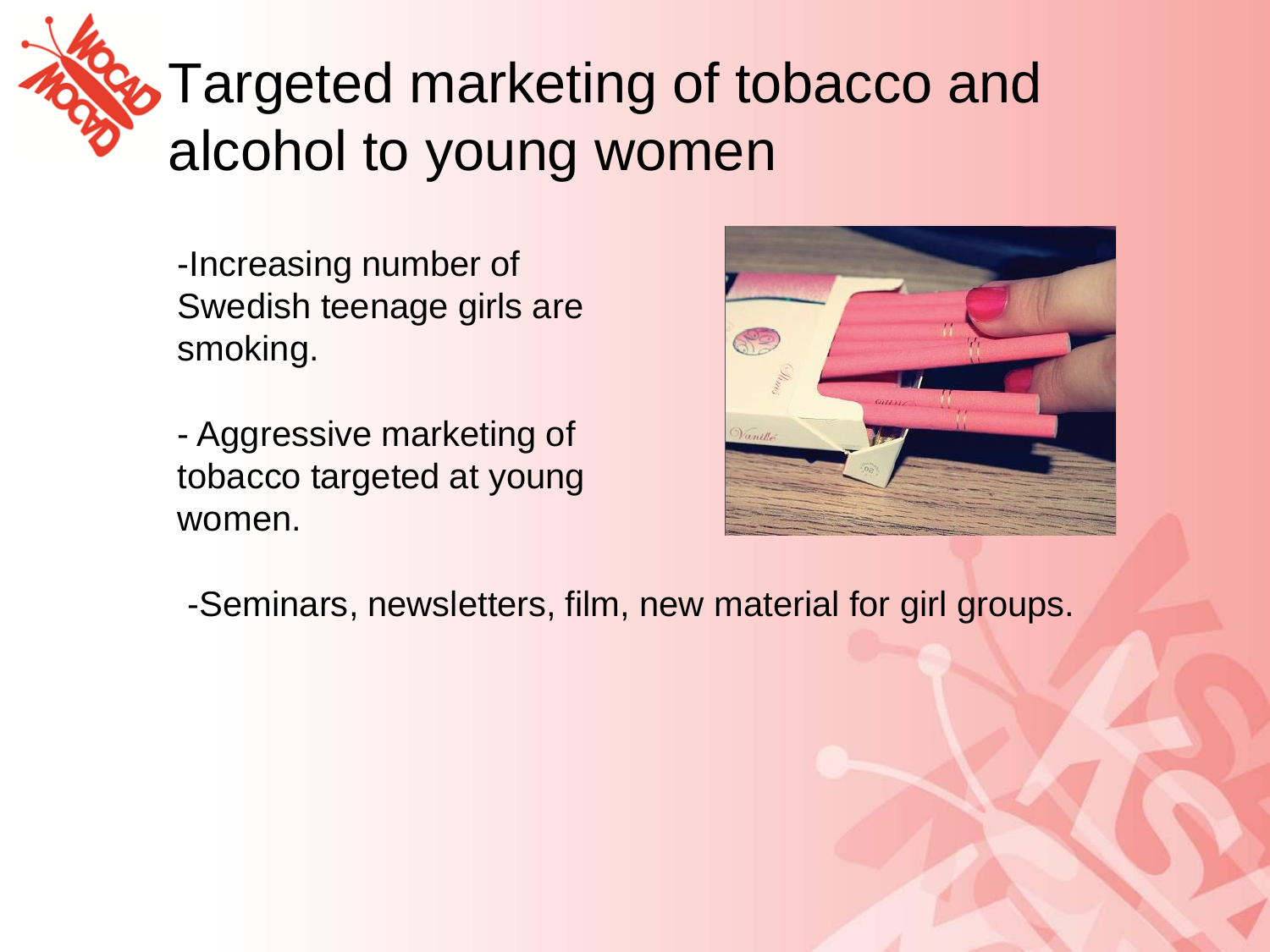# Targeted marketing of tobacco and alcohol to young women

- Increasing number of Swedish teenage girls are smoking.

- Aggressive marketing of tobacco targeted at young women.

- Seminars, newsletters, film, new material for girl groups.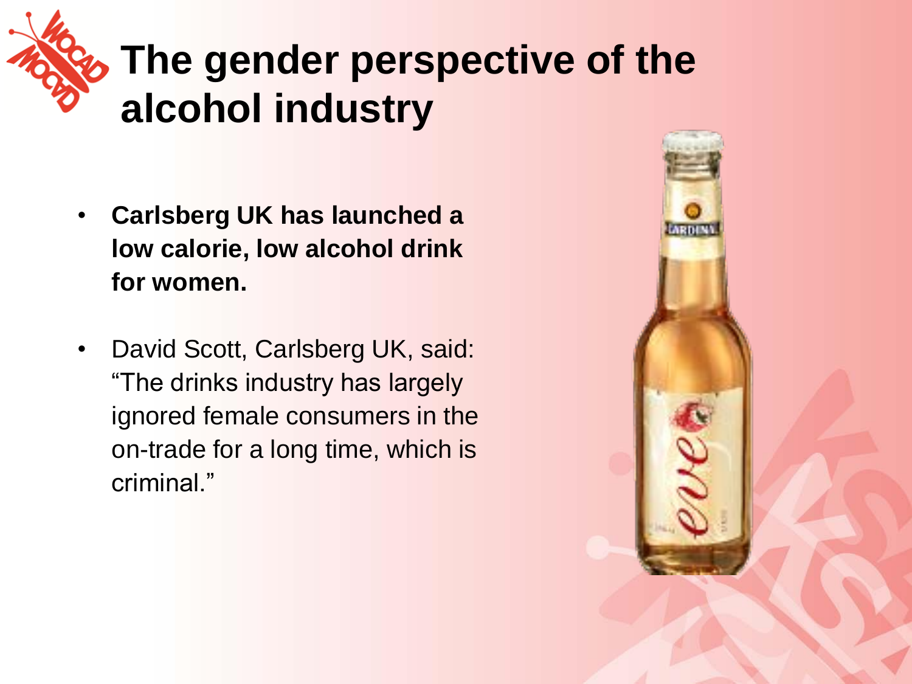# The gender perspective of the alcohol industry

- **Carlsberg UK has launched a low calorie, low alcohol drink for women.**
- David Scott, Carlsberg UK, said: “The drinks industry has largely ignored female consumers in the on-trade for a long time, which is criminal.”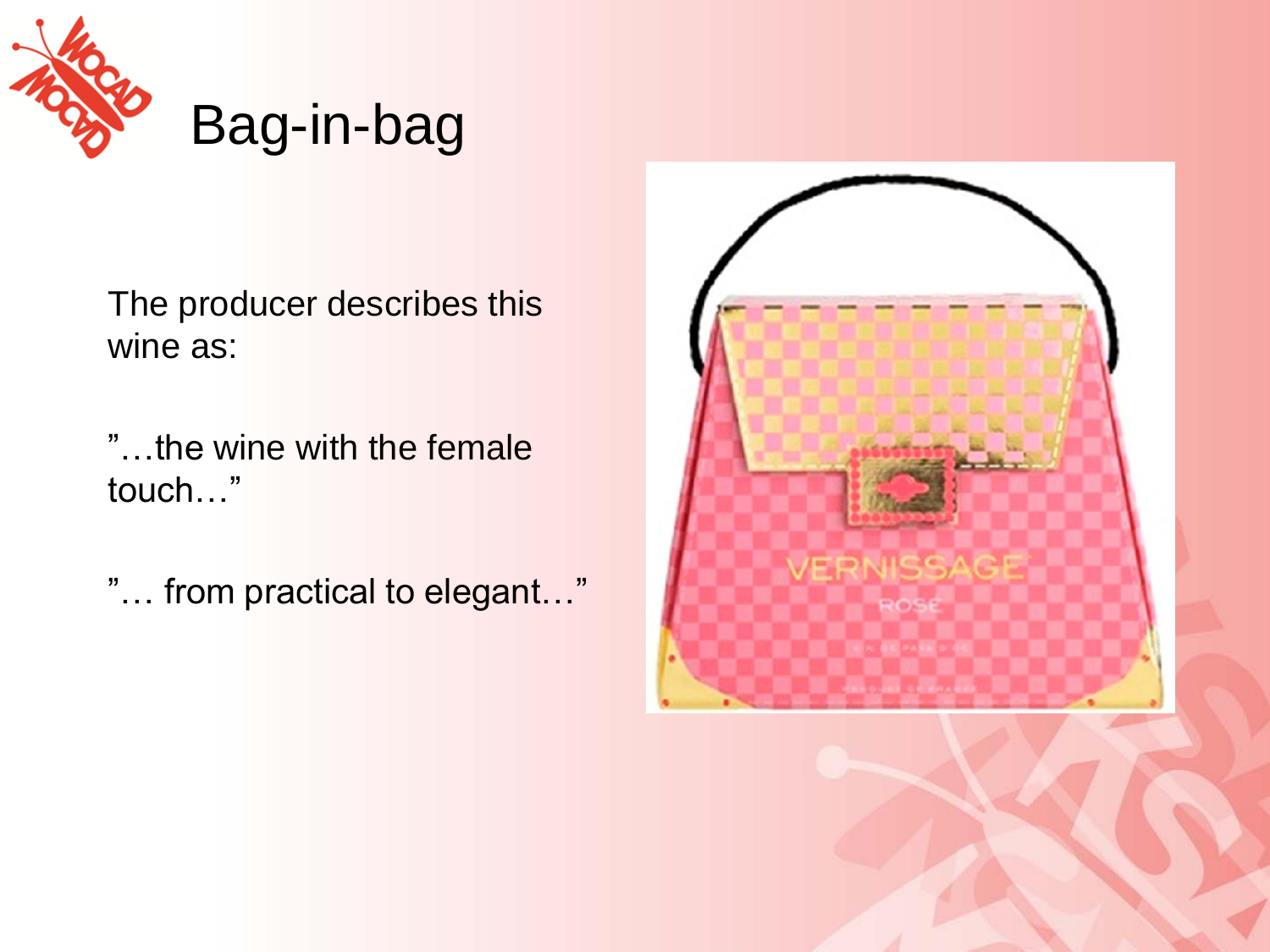# Bag-in-bag

The producer describes this wine as:

”…the wine with the female touch…”

”… from practical to elegant…”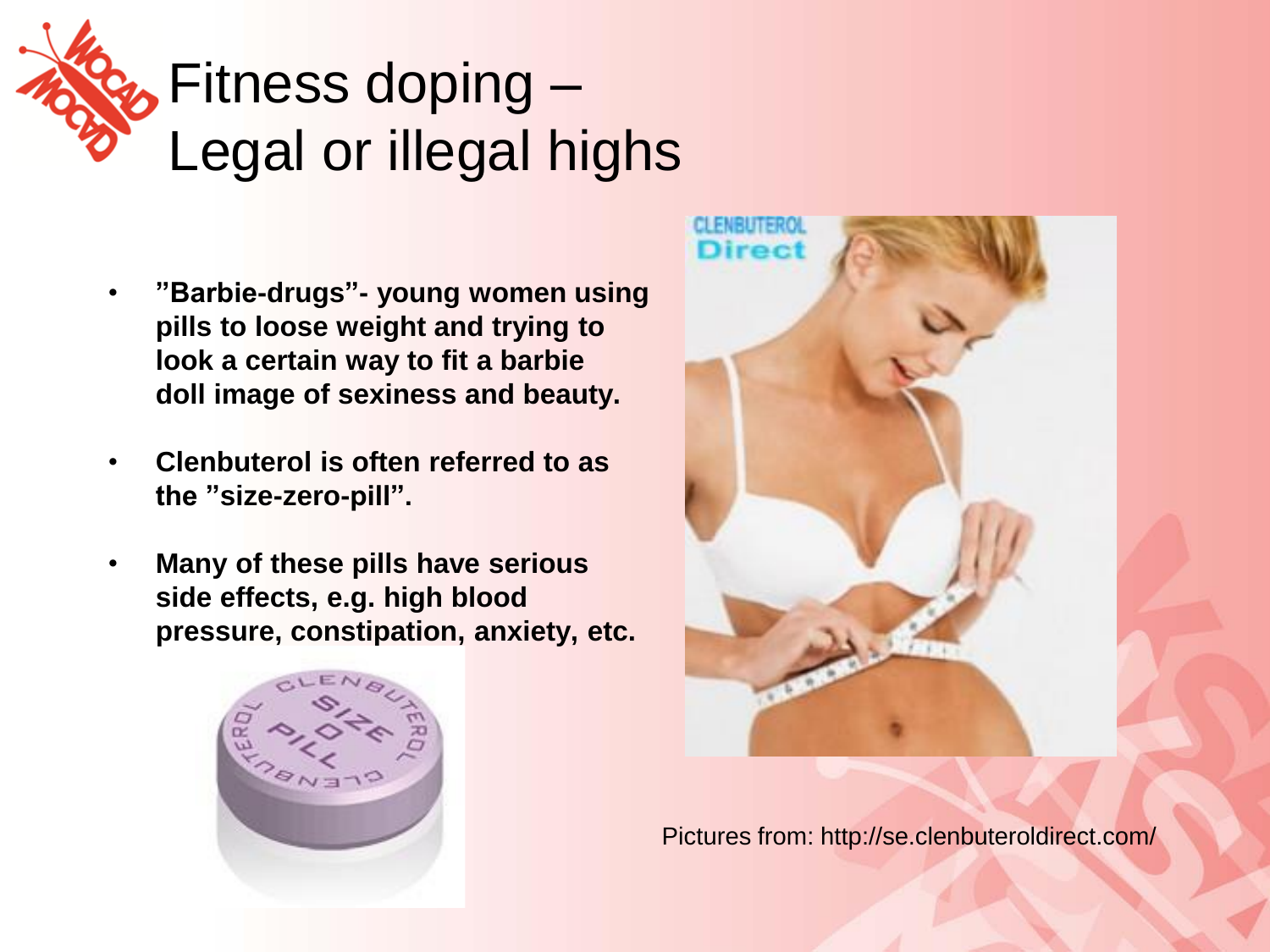# Fitness doping – Legal or illegal highs

- **"Barbie-drugs"- young women using pills to loose weight and trying to look a certain way to fit a barbie doll image of sexiness and beauty.**
- **Clenbuterol is often referred to as the "size-zero-pill".**
- **Many of these pills have serious side effects, e.g. high blood pressure, constipation, anxiety, etc.**

Pictures from: http://se.clenbuteroldirect.com/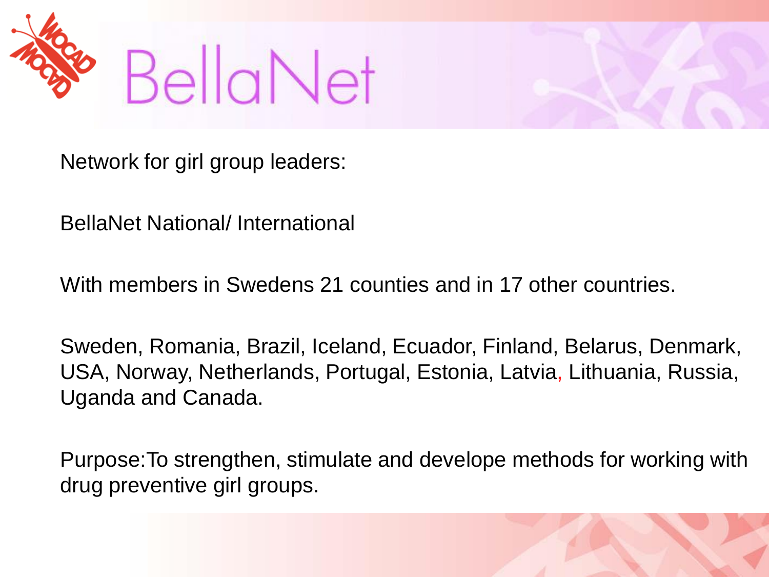# BellaNet

Network for girl group leaders:

BellaNet National/ International

With members in Swedens 21 counties and in 17 other countries.

Sweden, Romania, Brazil, Iceland, Ecuador, Finland, Belarus, Denmark, USA, Norway, Netherlands, Portugal, Estonia, Latvia, Lithuania, Russia, Uganda and Canada.

Purpose:To strengthen, stimulate and develope methods for working with drug preventive girl groups.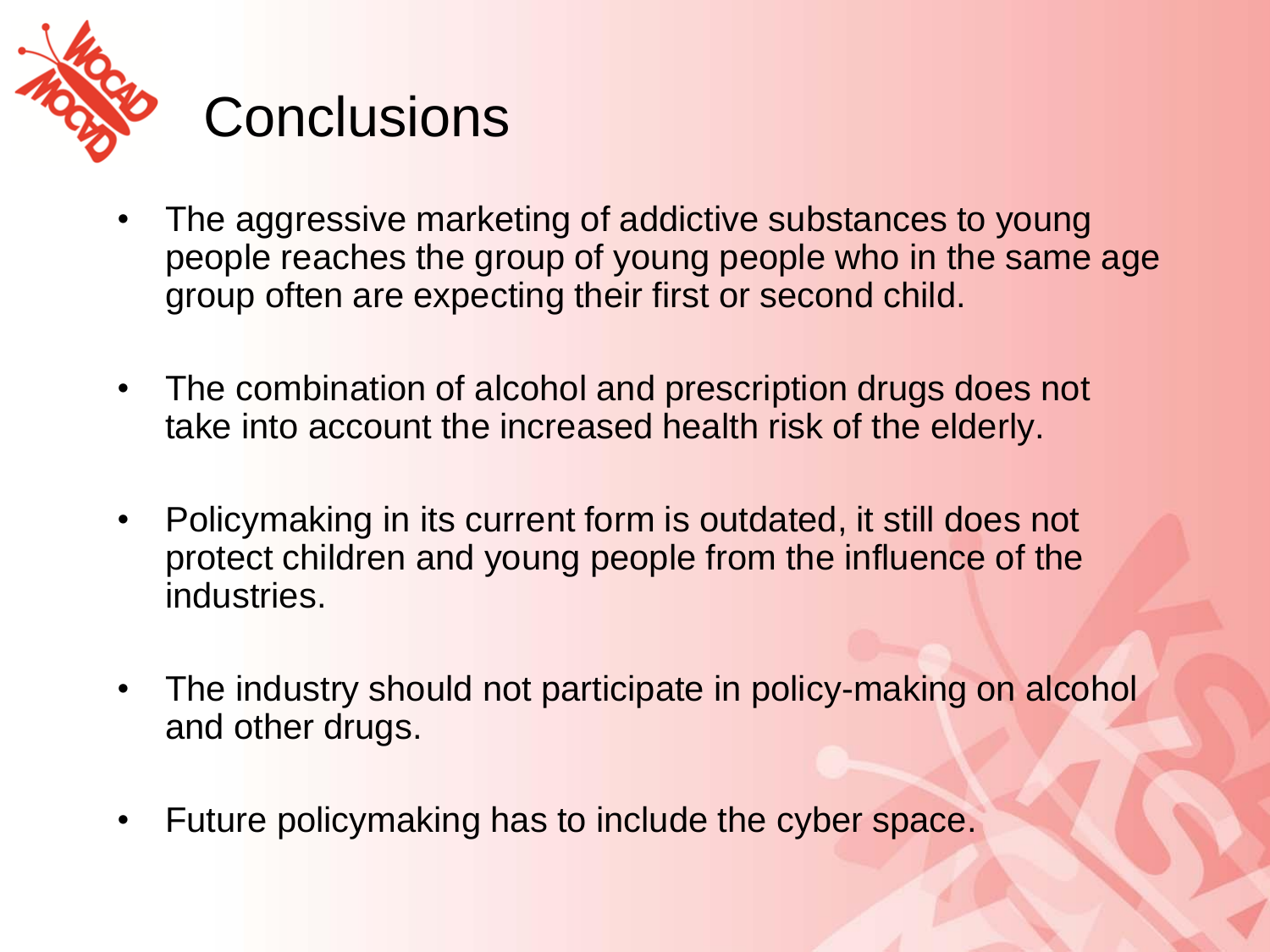# Conclusions

- The aggressive marketing of addictive substances to young people reaches the group of young people who in the same age group often are expecting their first or second child.
- The combination of alcohol and prescription drugs does not take into account the increased health risk of the elderly.
- Policymaking in its current form is outdated, it still does not protect children and young people from the influence of the industries.
- The industry should not participate in policy-making on alcohol and other drugs.
- Future policymaking has to include the cyber space.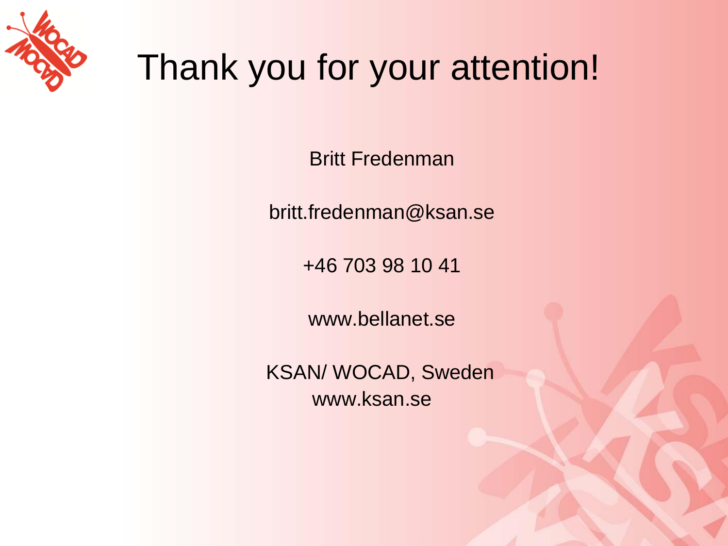# Thank you for your attention!

Britt Fredenman

britt.fredenman@ksan.se

+46 703 98 10 41

www.bellanet.se

KSAN/ WOCAD, Sweden
www.ksan.se